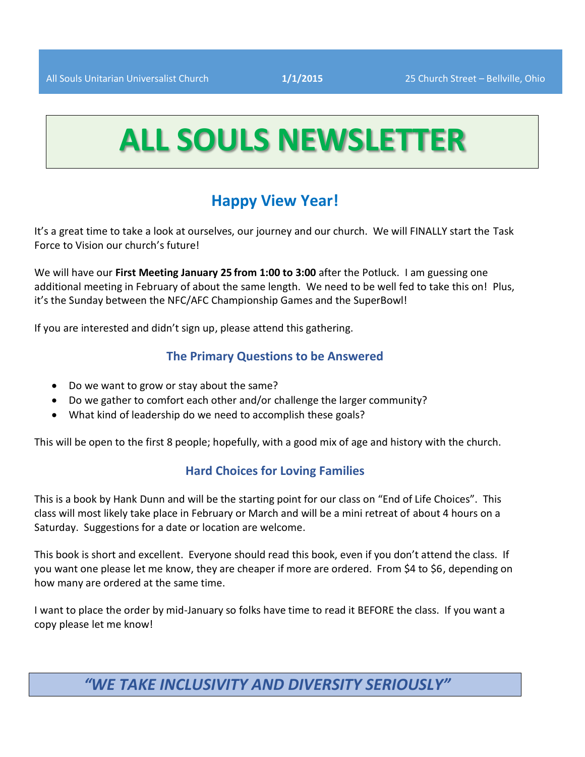All Souls Unitarian Universalist Church **1/1/2015** 25 Church Street – Bellville, Ohio

# ALL SOULS NEWSLETTER

## Happy View Year!

It's a great time to take a look at ourselves, our journey and our church. We will FINALLY start the Task Force to Vision our church's future!

We will have our **First Meeting January 25 from 1:00 to 3:00** after the Potluck. I am guessing one additional meeting in February of about the same length. We need to be well fed to take this on! Plus, it's the Sunday between the NFC/AFC Championship Games and the SuperBowl!

If you are interested and didn't sign up, please attend this gathering.

### The Primary Questions to be Answered

- Do we want to grow or stay about the same?
- Do we gather to comfort each other and/or challenge the larger community?
- What kind of leadership do we need to accomplish these goals?

This will be open to the first 8 people; hopefully, with a good mix of age and history with the church.

### Hard Choices for Loving Families

This is a book by Hank Dunn and will be the starting point for our class on "End of Life Choices". This class will most likely take place in February or March and will be a mini retreat of about 4 hours on a Saturday. Suggestions for a date or location are welcome.

This book is short and excellent. Everyone should read this book, even if you don't attend the class. If you want one please let me know, they are cheaper if more are ordered. From $4 to $6, depending on how many are ordered at the same time.

I want to place the order by mid-January so folks have time to read it BEFORE the class. If you want a copy please let me know!

***"WE TAKE INCLUSIVITY AND DIVERSITY SERIOUSLY"***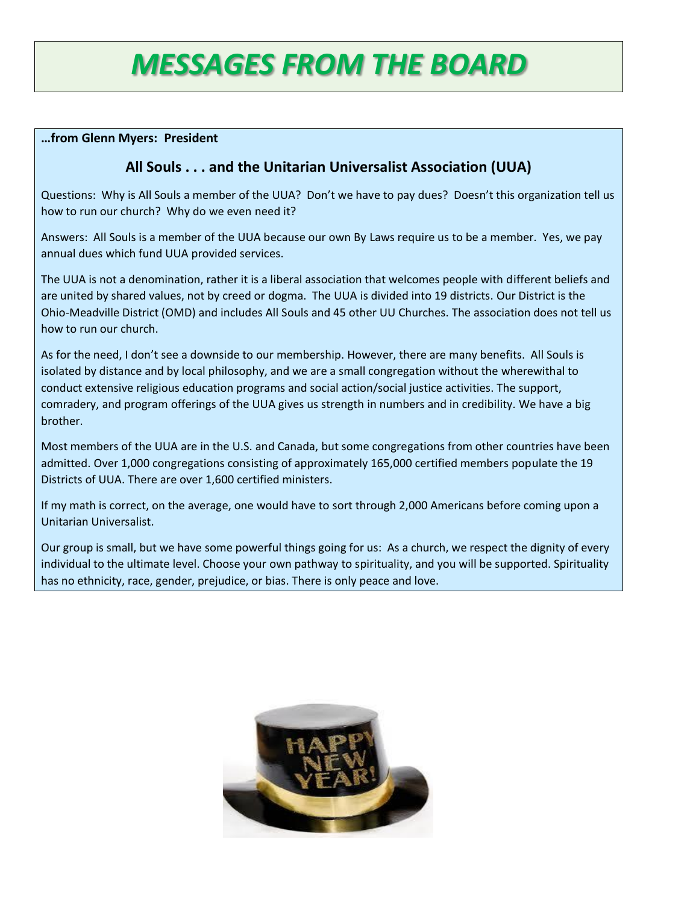# MESSAGES FROM THE BOARD

**…from Glenn Myers: President**

## All Souls . . . and the Unitarian Universalist Association (UUA)

Questions: Why is All Souls a member of the UUA? Don't we have to pay dues? Doesn't this organization tell us how to run our church? Why do we even need it?

Answers: All Souls is a member of the UUA because our own By Laws require us to be a member. Yes, we pay annual dues which fund UUA provided services.

The UUA is not a denomination, rather it is a liberal association that welcomes people with different beliefs and are united by shared values, not by creed or dogma. The UUA is divided into 19 districts. Our District is the Ohio-Meadville District (OMD) and includes All Souls and 45 other UU Churches. The association does not tell us how to run our church.

As for the need, I don't see a downside to our membership. However, there are many benefits. All Souls is isolated by distance and by local philosophy, and we are a small congregation without the wherewithal to conduct extensive religious education programs and social action/social justice activities. The support, comradery, and program offerings of the UUA gives us strength in numbers and in credibility. We have a big brother.

Most members of the UUA are in the U.S. and Canada, but some congregations from other countries have been admitted. Over 1,000 congregations consisting of approximately 165,000 certified members populate the 19 Districts of UUA. There are over 1,600 certified ministers.

If my math is correct, on the average, one would have to sort through 2,000 Americans before coming upon a Unitarian Universalist.

Our group is small, but we have some powerful things going for us: As a church, we respect the dignity of every individual to the ultimate level. Choose your own pathway to spirituality, and you will be supported. Spirituality has no ethnicity, race, gender, prejudice, or bias. There is only peace and love.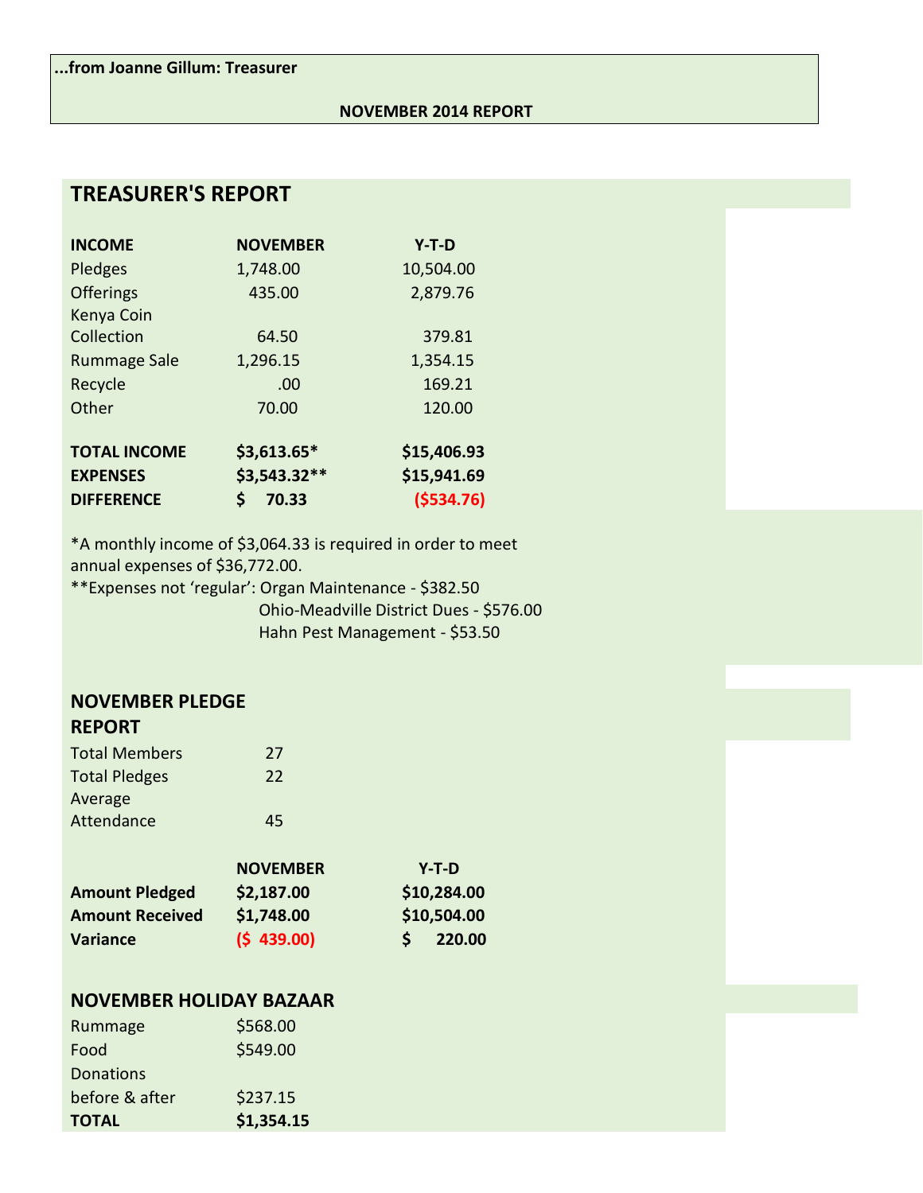**...from Joanne Gillum: Treasurer**

**NOVEMBER 2014 REPORT**

## TREASURER'S REPORT

| INCOME | NOVEMBER | Y-T-D |
|---|---|---|
| Pledges | 1,748.00 | 10,504.00 |
| Offerings | 435.00 | 2,879.76 |
| Kenya Coin Collection | 64.50 | 379.81 |
| Rummage Sale | 1,296.15 | 1,354.15 |
| Recycle | .00 | 169.21 |
| Other | 70.00 | 120.00 |
| **TOTAL INCOME** | **$3,613.65*** | **$15,406.93** |
| **EXPENSES** | **$3,543.32**** | **$15,941.69** |
| **DIFFERENCE** | **$ 70.33** | **($534.76)** |

*A monthly income of $3,064.33 is required in order to meet annual expenses of $36,772.00.

**Expenses not 'regular': Organ Maintenance - $382.50
Ohio-Meadville District Dues - $576.00
Hahn Pest Management - $53.50

## NOVEMBER PLEDGE REPORT

| | |
|---|---|
| Total Members | 27 |
| Total Pledges | 22 |
| Average Attendance | 45 |

| | NOVEMBER | Y-T-D |
|---|---|---|
| **Amount Pledged** | **$2,187.00** | **$10,284.00** |
| **Amount Received** | **$1,748.00** | **$10,504.00** |
| **Variance** | **($ 439.00)** | **$ 220.00** |

## NOVEMBER HOLIDAY BAZAAR

| | |
|---|---|
| Rummage | $568.00 |
| Food | $549.00 |
| Donations before & after | $237.15 |
| **TOTAL** | **$1,354.15** |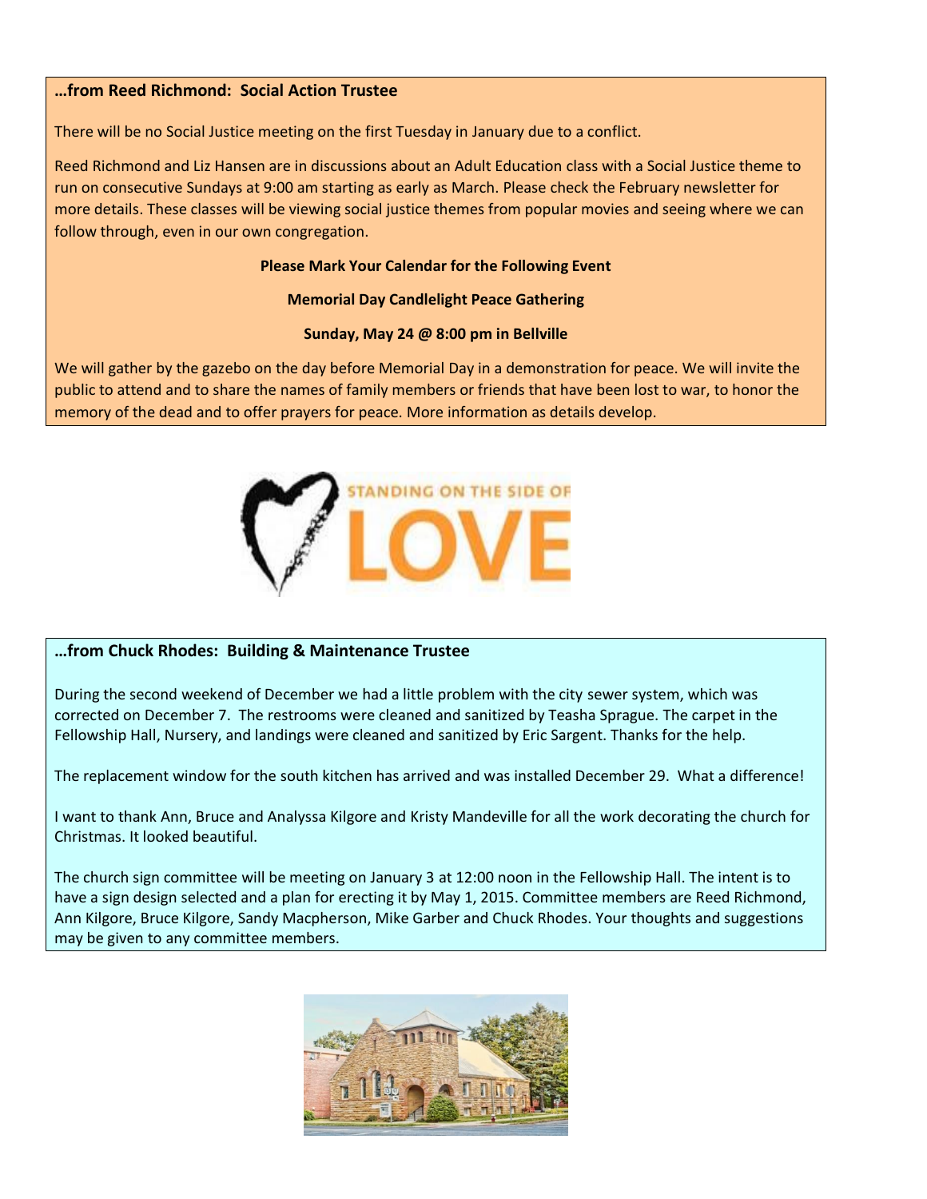**…from Reed Richmond: Social Action Trustee**

There will be no Social Justice meeting on the first Tuesday in January due to a conflict.

Reed Richmond and Liz Hansen are in discussions about an Adult Education class with a Social Justice theme to run on consecutive Sundays at 9:00 am starting as early as March. Please check the February newsletter for more details. These classes will be viewing social justice themes from popular movies and seeing where we can follow through, even in our own congregation.

**Please Mark Your Calendar for the Following Event**

**Memorial Day Candlelight Peace Gathering**

**Sunday, May 24 @ 8:00 pm in Bellville**

We will gather by the gazebo on the day before Memorial Day in a demonstration for peace. We will invite the public to attend and to share the names of family members or friends that have been lost to war, to honor the memory of the dead and to offer prayers for peace. More information as details develop.

STANDING ON THE SIDE OF LOVE

**…from Chuck Rhodes: Building & Maintenance Trustee**

During the second weekend of December we had a little problem with the city sewer system, which was corrected on December 7. The restrooms were cleaned and sanitized by Teasha Sprague. The carpet in the Fellowship Hall, Nursery, and landings were cleaned and sanitized by Eric Sargent. Thanks for the help.

The replacement window for the south kitchen has arrived and was installed December 29. What a difference!

I want to thank Ann, Bruce and Analyssa Kilgore and Kristy Mandeville for all the work decorating the church for Christmas. It looked beautiful.

The church sign committee will be meeting on January 3 at 12:00 noon in the Fellowship Hall. The intent is to have a sign design selected and a plan for erecting it by May 1, 2015. Committee members are Reed Richmond, Ann Kilgore, Bruce Kilgore, Sandy Macpherson, Mike Garber and Chuck Rhodes. Your thoughts and suggestions may be given to any committee members.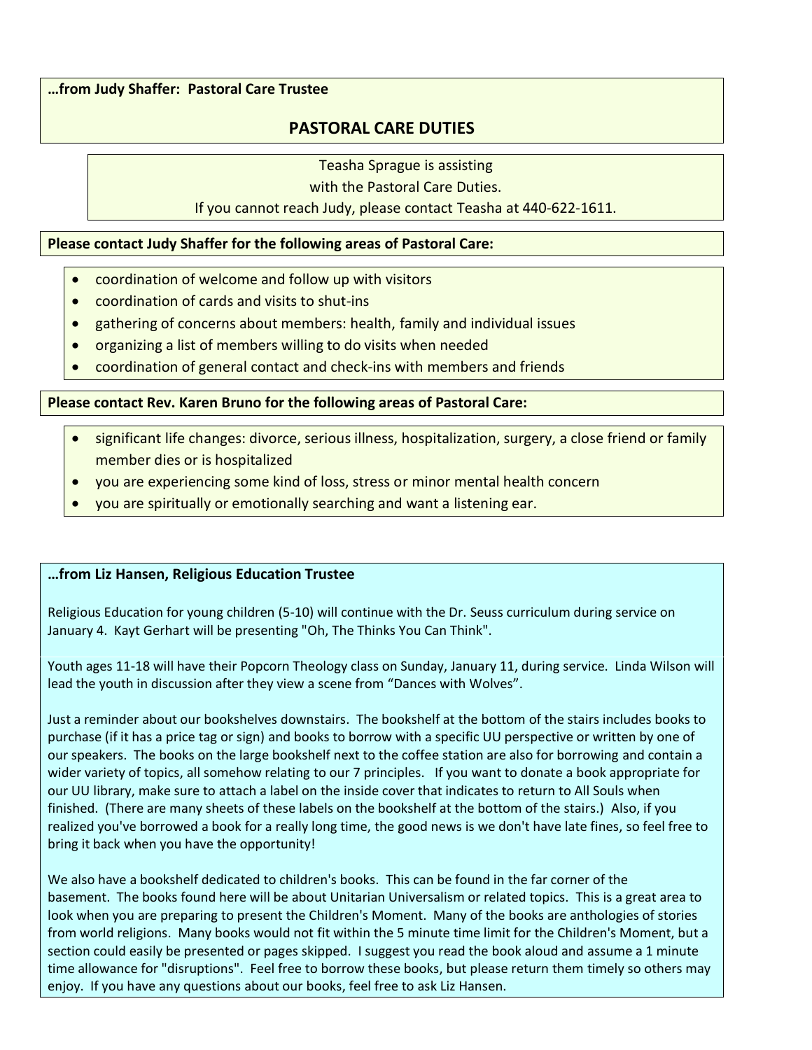**…from Judy Shaffer: Pastoral Care Trustee**

## PASTORAL CARE DUTIES

Teasha Sprague is assisting
with the Pastoral Care Duties.
If you cannot reach Judy, please contact Teasha at 440-622-1611.

**Please contact Judy Shaffer for the following areas of Pastoral Care:**

- coordination of welcome and follow up with visitors
- coordination of cards and visits to shut-ins
- gathering of concerns about members: health, family and individual issues
- organizing a list of members willing to do visits when needed
- coordination of general contact and check-ins with members and friends

**Please contact Rev. Karen Bruno for the following areas of Pastoral Care:**

- significant life changes: divorce, serious illness, hospitalization, surgery, a close friend or family member dies or is hospitalized
- you are experiencing some kind of loss, stress or minor mental health concern
- you are spiritually or emotionally searching and want a listening ear.

**…from Liz Hansen, Religious Education Trustee**

Religious Education for young children (5-10) will continue with the Dr. Seuss curriculum during service on January 4. Kayt Gerhart will be presenting "Oh, The Thinks You Can Think".

Youth ages 11-18 will have their Popcorn Theology class on Sunday, January 11, during service. Linda Wilson will lead the youth in discussion after they view a scene from "Dances with Wolves".

Just a reminder about our bookshelves downstairs. The bookshelf at the bottom of the stairs includes books to purchase (if it has a price tag or sign) and books to borrow with a specific UU perspective or written by one of our speakers. The books on the large bookshelf next to the coffee station are also for borrowing and contain a wider variety of topics, all somehow relating to our 7 principles. If you want to donate a book appropriate for our UU library, make sure to attach a label on the inside cover that indicates to return to All Souls when finished. (There are many sheets of these labels on the bookshelf at the bottom of the stairs.) Also, if you realized you've borrowed a book for a really long time, the good news is we don't have late fines, so feel free to bring it back when you have the opportunity!

We also have a bookshelf dedicated to children's books. This can be found in the far corner of the basement. The books found here will be about Unitarian Universalism or related topics. This is a great area to look when you are preparing to present the Children's Moment. Many of the books are anthologies of stories from world religions. Many books would not fit within the 5 minute time limit for the Children's Moment, but a section could easily be presented or pages skipped. I suggest you read the book aloud and assume a 1 minute time allowance for "disruptions". Feel free to borrow these books, but please return them timely so others may enjoy. If you have any questions about our books, feel free to ask Liz Hansen.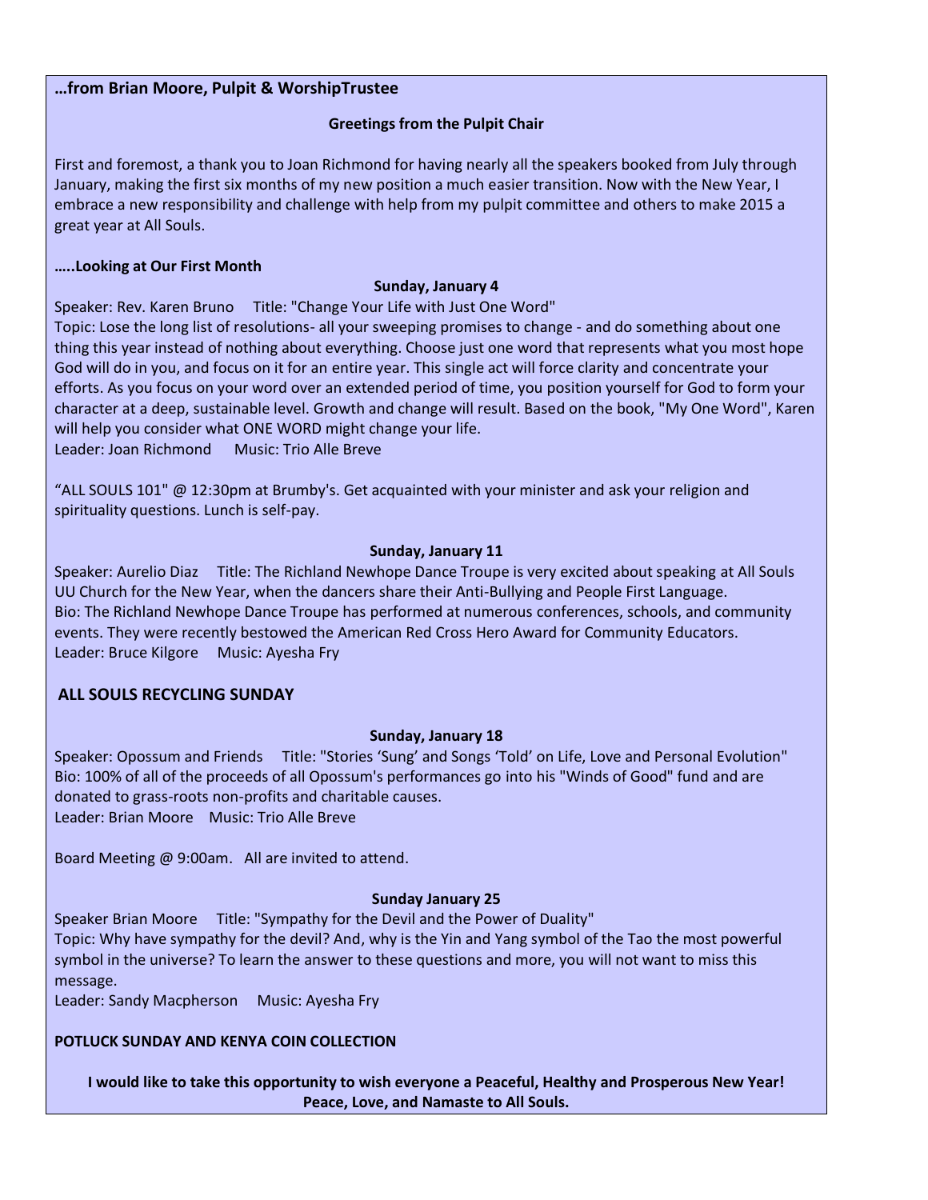**…from Brian Moore, Pulpit & WorshipTrustee**

**Greetings from the Pulpit Chair**

First and foremost, a thank you to Joan Richmond for having nearly all the speakers booked from July through January, making the first six months of my new position a much easier transition. Now with the New Year, I embrace a new responsibility and challenge with help from my pulpit committee and others to make 2015 a great year at All Souls.

**…..Looking at Our First Month**

**Sunday, January 4**

Speaker: Rev. Karen Bruno     Title: "Change Your Life with Just One Word"
Topic: Lose the long list of resolutions- all your sweeping promises to change - and do something about one thing this year instead of nothing about everything. Choose just one word that represents what you most hope God will do in you, and focus on it for an entire year. This single act will force clarity and concentrate your efforts. As you focus on your word over an extended period of time, you position yourself for God to form your character at a deep, sustainable level. Growth and change will result. Based on the book, "My One Word", Karen will help you consider what ONE WORD might change your life.
Leader: Joan Richmond     Music: Trio Alle Breve

"ALL SOULS 101" @ 12:30pm at Brumby's. Get acquainted with your minister and ask your religion and spirituality questions. Lunch is self-pay.

**Sunday, January 11**

Speaker: Aurelio Diaz     Title: The Richland Newhope Dance Troupe is very excited about speaking at All Souls UU Church for the New Year, when the dancers share their Anti-Bullying and People First Language.
Bio: The Richland Newhope Dance Troupe has performed at numerous conferences, schools, and community events. They were recently bestowed the American Red Cross Hero Award for Community Educators.
Leader: Bruce Kilgore     Music: Ayesha Fry

**ALL SOULS RECYCLING SUNDAY**

**Sunday, January 18**

Speaker: Opossum and Friends     Title: "Stories 'Sung' and Songs 'Told' on Life, Love and Personal Evolution"
Bio: 100% of all of the proceeds of all Opossum's performances go into his "Winds of Good" fund and are donated to grass-roots non-profits and charitable causes.
Leader: Brian Moore     Music: Trio Alle Breve

Board Meeting @ 9:00am.   All are invited to attend.

**Sunday January 25**

Speaker Brian Moore     Title: "Sympathy for the Devil and the Power of Duality"
Topic: Why have sympathy for the devil? And, why is the Yin and Yang symbol of the Tao the most powerful symbol in the universe? To learn the answer to these questions and more, you will not want to miss this message.
Leader: Sandy Macpherson     Music: Ayesha Fry

**POTLUCK SUNDAY AND KENYA COIN COLLECTION**

**I would like to take this opportunity to wish everyone a Peaceful, Healthy and Prosperous New Year!**
**Peace, Love, and Namaste to All Souls.**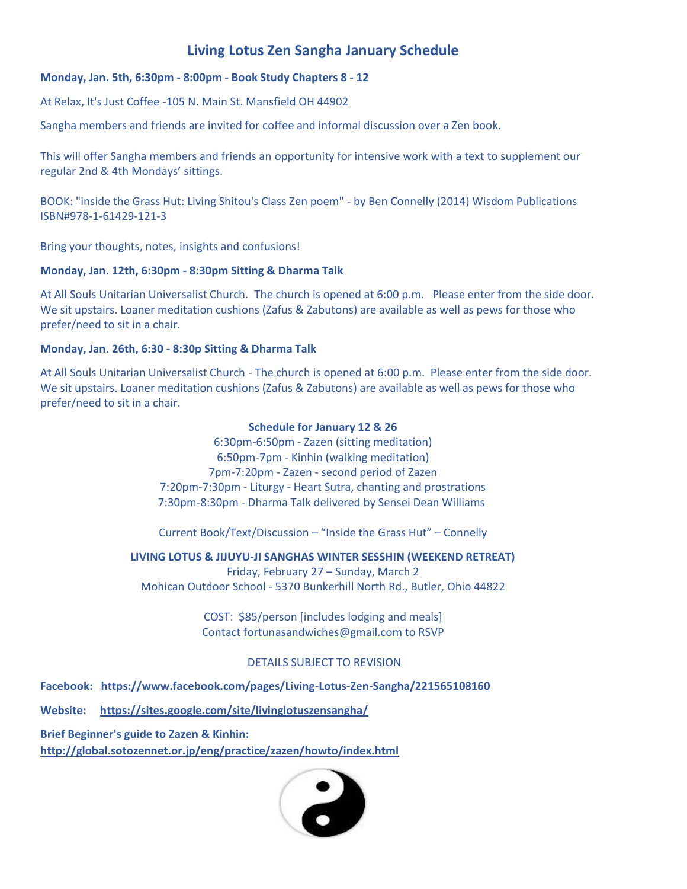# Living Lotus Zen Sangha January Schedule

**Monday, Jan. 5th, 6:30pm - 8:00pm - Book Study Chapters 8 - 12**

At Relax, It's Just Coffee -105 N. Main St. Mansfield OH 44902

Sangha members and friends are invited for coffee and informal discussion over a Zen book.

This will offer Sangha members and friends an opportunity for intensive work with a text to supplement our regular 2nd & 4th Mondays' sittings.

BOOK: "inside the Grass Hut: Living Shitou's Class Zen poem" - by Ben Connelly (2014) Wisdom Publications ISBN#978-1-61429-121-3

Bring your thoughts, notes, insights and confusions!

**Monday, Jan. 12th, 6:30pm - 8:30pm Sitting & Dharma Talk**

At All Souls Unitarian Universalist Church. The church is opened at 6:00 p.m. Please enter from the side door. We sit upstairs. Loaner meditation cushions (Zafus & Zabutons) are available as well as pews for those who prefer/need to sit in a chair.

**Monday, Jan. 26th, 6:30 - 8:30p Sitting & Dharma Talk**

At All Souls Unitarian Universalist Church - The church is opened at 6:00 p.m. Please enter from the side door. We sit upstairs. Loaner meditation cushions (Zafus & Zabutons) are available as well as pews for those who prefer/need to sit in a chair.

**Schedule for January 12 & 26**

6:30pm-6:50pm - Zazen (sitting meditation)
6:50pm-7pm - Kinhin (walking meditation)
7pm-7:20pm - Zazen - second period of Zazen
7:20pm-7:30pm - Liturgy - Heart Sutra, chanting and prostrations
7:30pm-8:30pm - Dharma Talk delivered by Sensei Dean Williams

Current Book/Text/Discussion – "Inside the Grass Hut" – Connelly

**LIVING LOTUS & JIJUYU-JI SANGHAS WINTER SESSHIN (WEEKEND RETREAT)**

Friday, February 27 – Sunday, March 2
Mohican Outdoor School - 5370 Bunkerhill North Rd., Butler, Ohio 44822

COST: $85/person [includes lodging and meals]
Contact fortunasandwiches@gmail.com to RSVP

DETAILS SUBJECT TO REVISION

**Facebook:** **https://www.facebook.com/pages/Living-Lotus-Zen-Sangha/221565108160**

**Website:** **https://sites.google.com/site/livinglotuszensangha/**

**Brief Beginner's guide to Zazen & Kinhin:**
**http://global.sotozennet.or.jp/eng/practice/zazen/howto/index.html**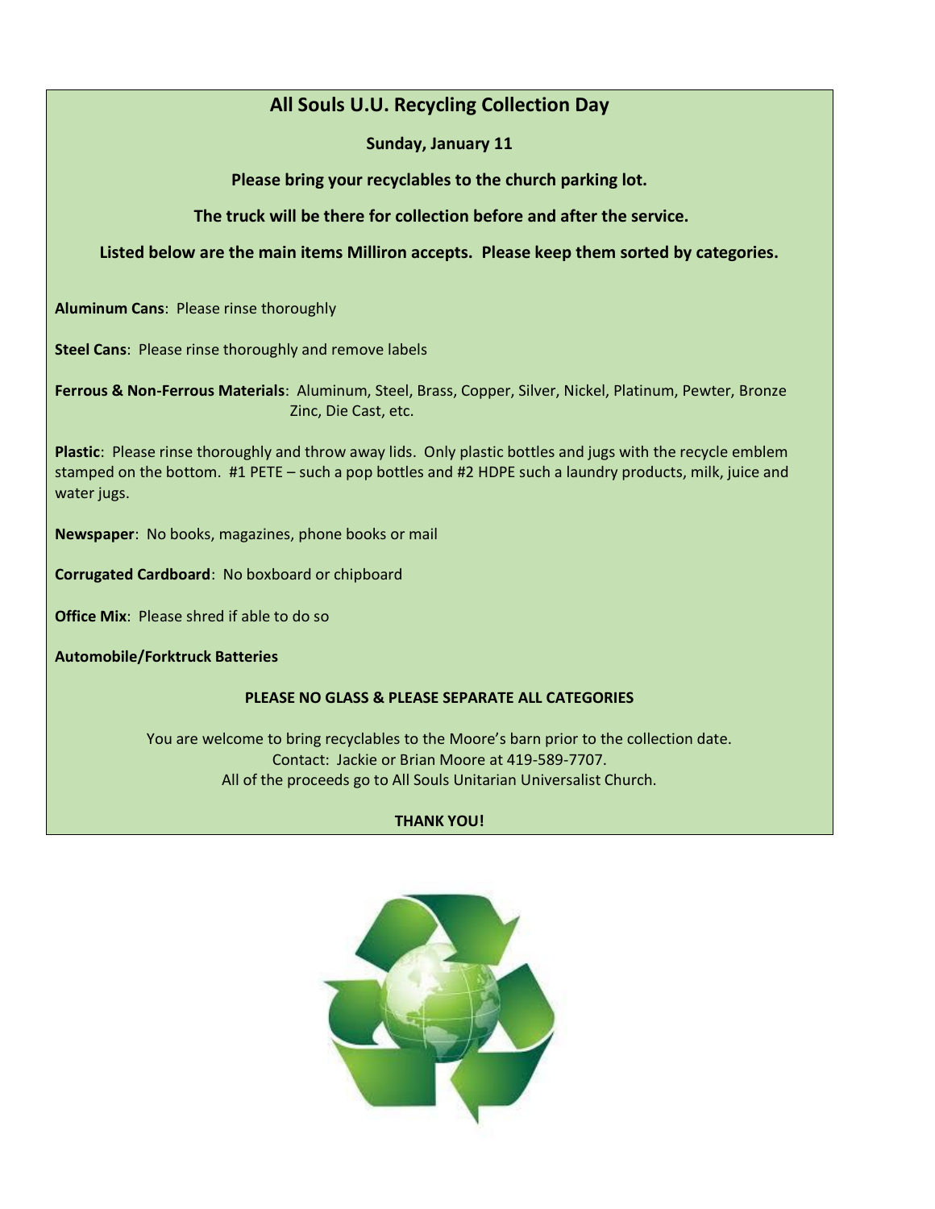# All Souls U.U. Recycling Collection Day

**Sunday, January 11**

**Please bring your recyclables to the church parking lot.**

**The truck will be there for collection before and after the service.**

**Listed below are the main items Milliron accepts. Please keep them sorted by categories.**

**Aluminum Cans**: Please rinse thoroughly

**Steel Cans**: Please rinse thoroughly and remove labels

**Ferrous & Non-Ferrous Materials**: Aluminum, Steel, Brass, Copper, Silver, Nickel, Platinum, Pewter, Bronze Zinc, Die Cast, etc.

**Plastic**: Please rinse thoroughly and throw away lids. Only plastic bottles and jugs with the recycle emblem stamped on the bottom. #1 PETE – such a pop bottles and #2 HDPE such a laundry products, milk, juice and water jugs.

**Newspaper**: No books, magazines, phone books or mail

**Corrugated Cardboard**: No boxboard or chipboard

**Office Mix**: Please shred if able to do so

**Automobile/Forktruck Batteries**

**PLEASE NO GLASS & PLEASE SEPARATE ALL CATEGORIES**

You are welcome to bring recyclables to the Moore's barn prior to the collection date.
Contact: Jackie or Brian Moore at 419-589-7707.
All of the proceeds go to All Souls Unitarian Universalist Church.

**THANK YOU!**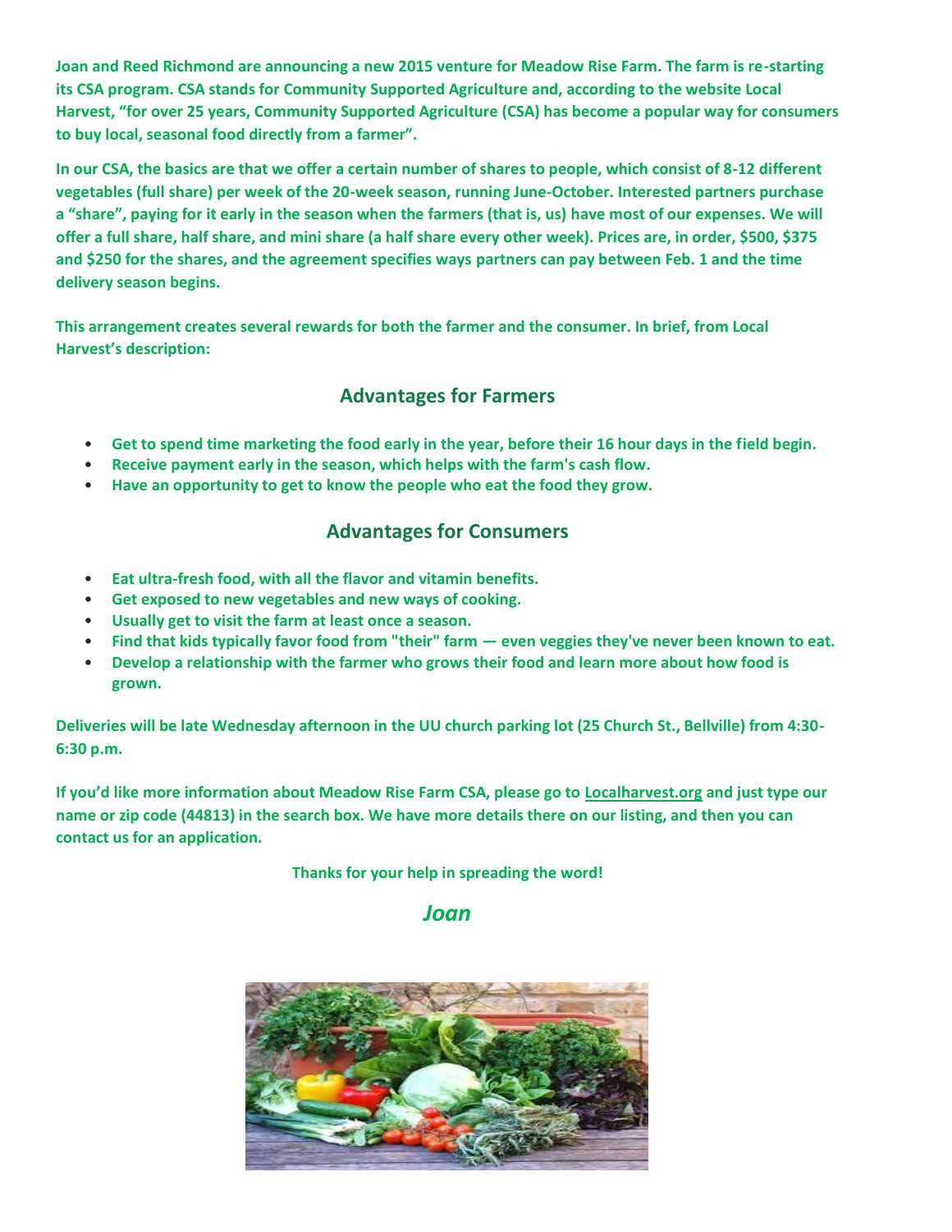**Joan and Reed Richmond are announcing a new 2015 venture for Meadow Rise Farm. The farm is re-starting its CSA program. CSA stands for Community Supported Agriculture and, according to the website Local Harvest, "for over 25 years, Community Supported Agriculture (CSA) has become a popular way for consumers to buy local, seasonal food directly from a farmer".**

**In our CSA, the basics are that we offer a certain number of shares to people, which consist of 8-12 different vegetables (full share) per week of the 20-week season, running June-October. Interested partners purchase a "share", paying for it early in the season when the farmers (that is, us) have most of our expenses. We will offer a full share, half share, and mini share (a half share every other week). Prices are, in order, $500, $375 and $250 for the shares, and the agreement specifies ways partners can pay between Feb. 1 and the time delivery season begins.**

**This arrangement creates several rewards for both the farmer and the consumer. In brief, from Local Harvest's description:**

## Advantages for Farmers

- **Get to spend time marketing the food early in the year, before their 16 hour days in the field begin.**
- **Receive payment early in the season, which helps with the farm's cash flow.**
- **Have an opportunity to get to know the people who eat the food they grow.**

## Advantages for Consumers

- **Eat ultra-fresh food, with all the flavor and vitamin benefits.**
- **Get exposed to new vegetables and new ways of cooking.**
- **Usually get to visit the farm at least once a season.**
- **Find that kids typically favor food from "their" farm — even veggies they've never been known to eat.**
- **Develop a relationship with the farmer who grows their food and learn more about how food is grown.**

**Deliveries will be late Wednesday afternoon in the UU church parking lot (25 Church St., Bellville) from 4:30-6:30 p.m.**

**If you'd like more information about Meadow Rise Farm CSA, please go to Localharvest.org and just type our name or zip code (44813) in the search box. We have more details there on our listing, and then you can contact us for an application.**

**Thanks for your help in spreading the word!**

***Joan***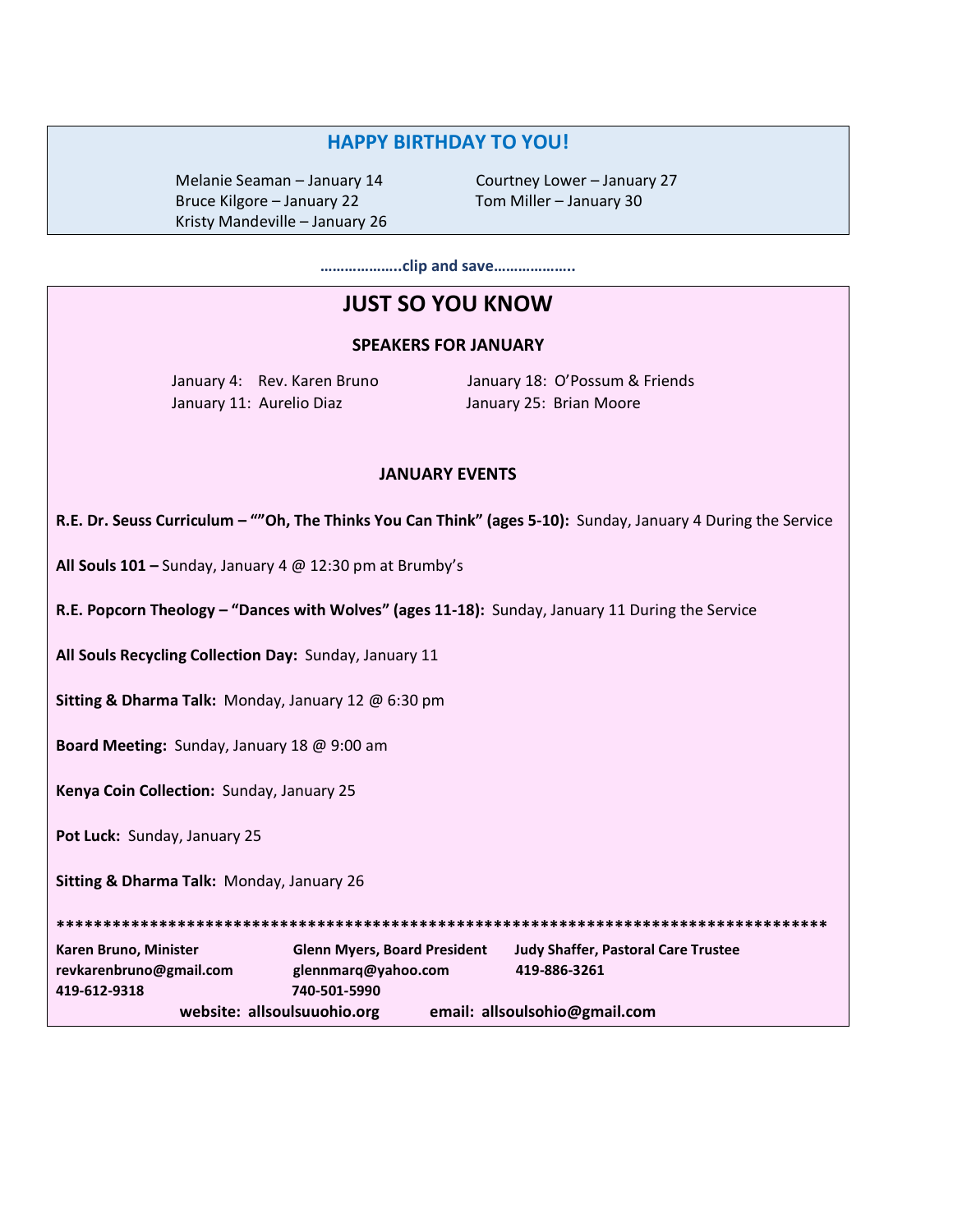## HAPPY BIRTHDAY TO YOU!

Melanie Seaman – January 14
Bruce Kilgore – January 22
Kristy Mandeville – January 26
Courtney Lower – January 27
Tom Miller – January 30

**………………..clip and save………………..**

# JUST SO YOU KNOW

### SPEAKERS FOR JANUARY

January 4: Rev. Karen Bruno
January 11: Aurelio Diaz
January 18: O'Possum & Friends
January 25: Brian Moore

### JANUARY EVENTS

**R.E. Dr. Seuss Curriculum – ""Oh, The Thinks You Can Think" (ages 5-10):** Sunday, January 4 During the Service

**All Souls 101 –** Sunday, January 4 @ 12:30 pm at Brumby's

**R.E. Popcorn Theology – "Dances with Wolves" (ages 11-18):** Sunday, January 11 During the Service

**All Souls Recycling Collection Day:** Sunday, January 11

**Sitting & Dharma Talk:** Monday, January 12 @ 6:30 pm

**Board Meeting:** Sunday, January 18 @ 9:00 am

**Kenya Coin Collection:** Sunday, January 25

**Pot Luck:** Sunday, January 25

**Sitting & Dharma Talk:** Monday, January 26

**************************************************************************************

**Karen Bruno, Minister**
**revkarenbruno@gmail.com**
**419-612-9318**

**Glenn Myers, Board President**
**glennmarq@yahoo.com**
**740-501-5990**

**Judy Shaffer, Pastoral Care Trustee**
**419-886-3261**

**website: allsoulsuuohio.org** **email: allsoulsohio@gmail.com**